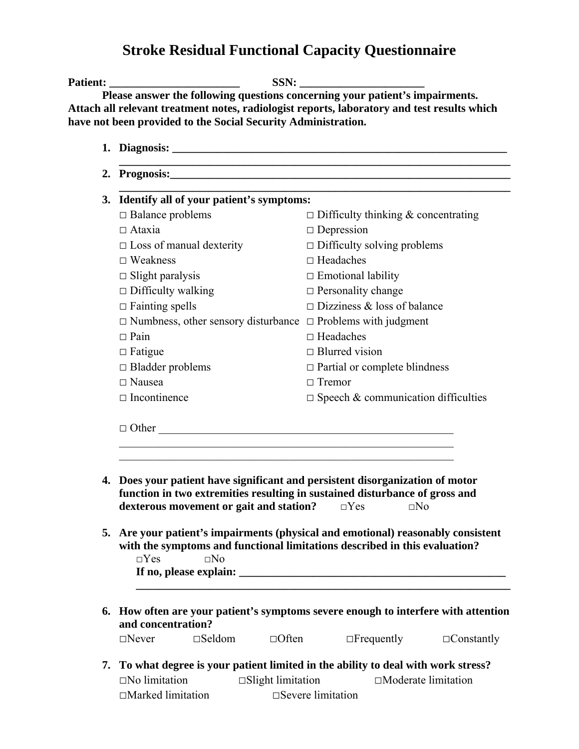# Stroke Residual Functional Capacity Questionnaire

**Patient: ________________________ SSN: ______________________**

**Please answer the following questions concerning your patient's impairments. Attach all relevant treatment notes, radiologist reports, laboratory and test results which have not been provided to the Social Security Administration.**

1. **Diagnosis: ____________________________________________________________**
   **________________________________________________________________________**

2. **Prognosis:____________________________________________________________**
   **________________________________________________________________________**

3. **Identify all of your patient's symptoms:**

   □ Balance problems
   □ Ataxia
   □ Loss of manual dexterity
   □ Weakness
   □ Slight paralysis
   □ Difficulty walking
   □ Fainting spells
   □ Numbness, other sensory disturbance
   □ Pain
   □ Fatigue
   □ Bladder problems
   □ Nausea
   □ Incontinence
   □ Difficulty thinking & concentrating
   □ Depression
   □ Difficulty solving problems
   □ Headaches
   □ Emotional lability
   □ Personality change
   □ Dizziness & loss of balance
   □ Problems with judgment
   □ Headaches
   □ Blurred vision
   □ Partial or complete blindness
   □ Tremor
   □ Speech & communication difficulties

   □ Other ______________________________________________________
   ____________________________________________________________
   ____________________________________________________________

4. **Does your patient have significant and persistent disorganization of motor function in two extremities resulting in sustained disturbance of gross and dexterous movement or gait and station?** □Yes □No

5. **Are your patient's impairments (physical and emotional) reasonably consistent with the symptoms and functional limitations described in this evaluation?**
   □Yes □No
   **If no, please explain: _______________________________________________**
   **_____________________________________________________________________**

6. **How often are your patient's symptoms severe enough to interfere with attention and concentration?**
   □Never □Seldom □Often □Frequently □Constantly

7. **To what degree is your patient limited in the ability to deal with work stress?**
   □No limitation □Slight limitation □Moderate limitation
   □Marked limitation □Severe limitation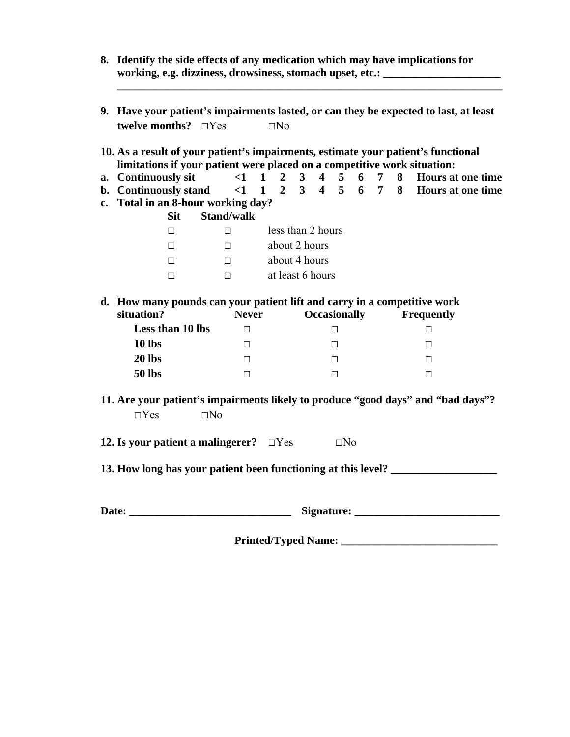**8. Identify the side effects of any medication which may have implications for working, e.g. dizziness, drowsiness, stomach upset, etc.: _____________________**
**_______________________________________________________________________**

**9. Have your patient's impairments lasted, or can they be expected to last, at least twelve months?** □Yes □No

**10. As a result of your patient's impairments, estimate your patient's functional limitations if your patient were placed on a competitive work situation:**

**a. Continuously sit** **<1 1 2 3 4 5 6 7 8 Hours at one time**

**b. Continuously stand** **<1 1 2 3 4 5 6 7 8 Hours at one time**

**c. Total in an 8-hour working day?**

| **Sit** | **Stand/walk** | |
|---|---|---|
| □ | □ | less than 2 hours |
| □ | □ | about 2 hours |
| □ | □ | about 4 hours |
| □ | □ | at least 6 hours |

**d. How many pounds can your patient lift and carry in a competitive work situation?**

| | **Never** | **Occasionally** | **Frequently** |
|---|---|---|---|
| **Less than 10 lbs** | □ | □ | □ |
| **10 lbs** | □ | □ | □ |
| **20 lbs** | □ | □ | □ |
| **50 lbs** | □ | □ | □ |

**11. Are your patient's impairments likely to produce "good days" and "bad days"?**
□Yes □No

**12. Is your patient a malingerer?** □Yes □No

**13. How long has your patient been functioning at this level? ___________________**

**Date: _____________________________** **Signature: __________________________**

**Printed/Typed Name: ____________________________**